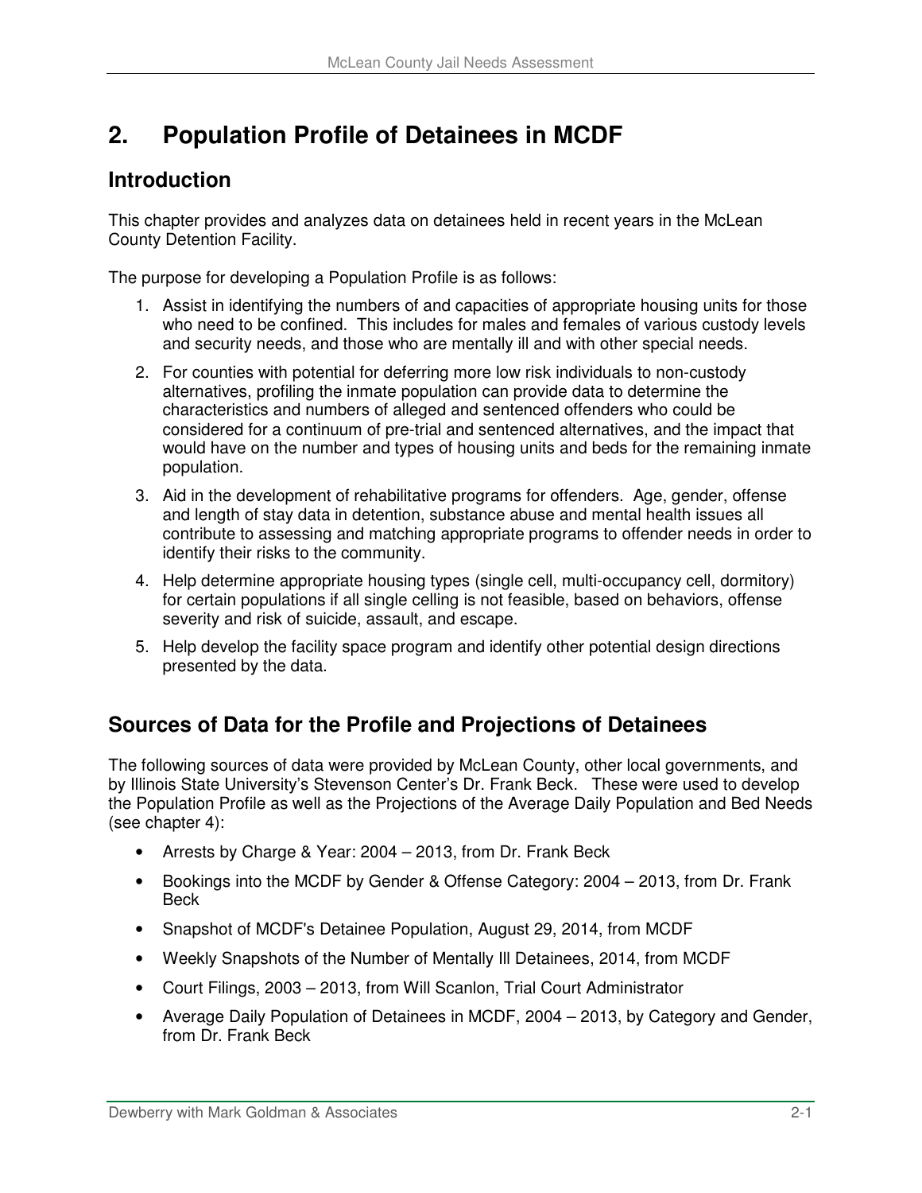# 2. Population Profile of Detainees in MCDF

## Introduction

This chapter provides and analyzes data on detainees held in recent years in the McLean County Detention Facility.

The purpose for developing a Population Profile is as follows:

1. Assist in identifying the numbers of and capacities of appropriate housing units for those who need to be confined. This includes for males and females of various custody levels and security needs, and those who are mentally ill and with other special needs.
2. For counties with potential for deferring more low risk individuals to non-custody alternatives, profiling the inmate population can provide data to determine the characteristics and numbers of alleged and sentenced offenders who could be considered for a continuum of pre-trial and sentenced alternatives, and the impact that would have on the number and types of housing units and beds for the remaining inmate population.
3. Aid in the development of rehabilitative programs for offenders. Age, gender, offense and length of stay data in detention, substance abuse and mental health issues all contribute to assessing and matching appropriate programs to offender needs in order to identify their risks to the community.
4. Help determine appropriate housing types (single cell, multi-occupancy cell, dormitory) for certain populations if all single celling is not feasible, based on behaviors, offense severity and risk of suicide, assault, and escape.
5. Help develop the facility space program and identify other potential design directions presented by the data.

## Sources of Data for the Profile and Projections of Detainees

The following sources of data were provided by McLean County, other local governments, and by Illinois State University's Stevenson Center's Dr. Frank Beck. These were used to develop the Population Profile as well as the Projections of the Average Daily Population and Bed Needs (see chapter 4):

- Arrests by Charge & Year: 2004 – 2013, from Dr. Frank Beck
- Bookings into the MCDF by Gender & Offense Category: 2004 – 2013, from Dr. Frank Beck
- Snapshot of MCDF's Detainee Population, August 29, 2014, from MCDF
- Weekly Snapshots of the Number of Mentally Ill Detainees, 2014, from MCDF
- Court Filings, 2003 – 2013, from Will Scanlon, Trial Court Administrator
- Average Daily Population of Detainees in MCDF, 2004 – 2013, by Category and Gender, from Dr. Frank Beck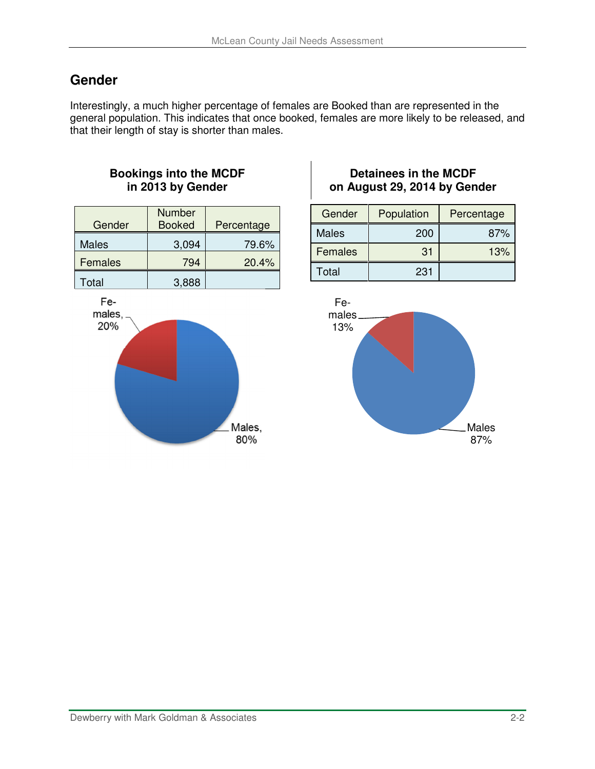## Gender

Interestingly, a much higher percentage of females are Booked than are represented in the general population. This indicates that once booked, females are more likely to be released, and that their length of stay is shorter than males.

**Bookings into the MCDF in 2013 by Gender**

| Gender | Number Booked | Percentage |
|---|---|---|
| Males | 3,094 | 79.6% |
| Females | 794 | 20.4% |
| Total | 3,888 | |

Fe-males, 20%

Males, 80%

**Detainees in the MCDF on August 29, 2014 by Gender**

| Gender | Population | Percentage |
|---|---|---|
| Males | 200 | 87% |
| Females | 31 | 13% |
| Total | 231 | |

Fe-males 13%

Males 87%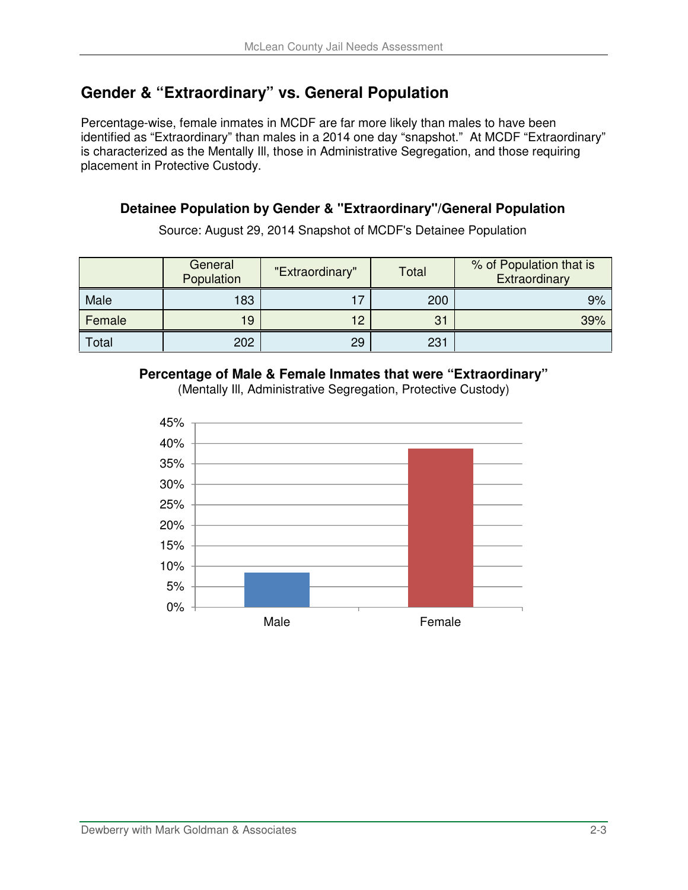## Gender & “Extraordinary” vs. General Population

Percentage-wise, female inmates in MCDF are far more likely than males to have been identified as “Extraordinary” than males in a 2014 one day “snapshot.” At MCDF “Extraordinary” is characterized as the Mentally Ill, those in Administrative Segregation, and those requiring placement in Protective Custody.

**Detainee Population by Gender & "Extraordinary"/General Population**

Source: August 29, 2014 Snapshot of MCDF's Detainee Population

| | General Population | "Extraordinary" | Total | % of Population that is Extraordinary |
|---|---|---|---|---|
| Male | 183 | 17 | 200 | 9% |
| Female | 19 | 12 | 31 | 39% |
| Total | 202 | 29 | 231 | |

**Percentage of Male & Female Inmates that were “Extraordinary”**

(Mentally Ill, Administrative Segregation, Protective Custody)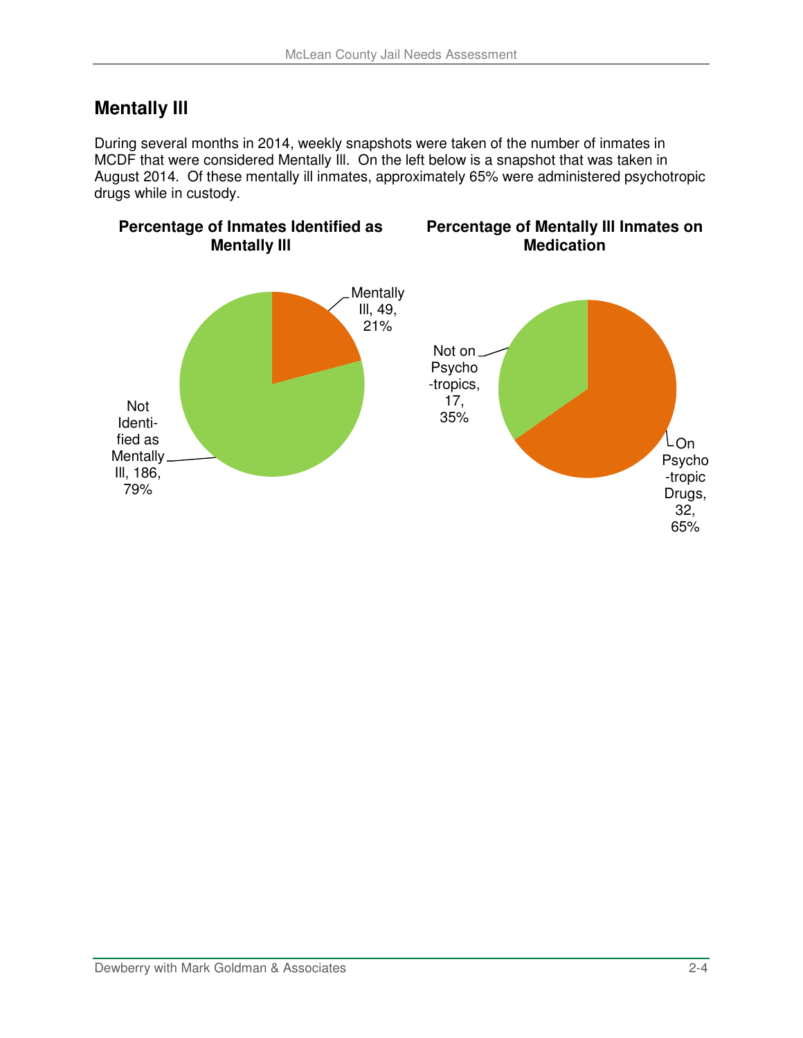## Mentally Ill

During several months in 2014, weekly snapshots were taken of the number of inmates in MCDF that were considered Mentally Ill. On the left below is a snapshot that was taken in August 2014. Of these mentally ill inmates, approximately 65% were administered psychotropic drugs while in custody.

**Percentage of Inmates Identified as Mentally Ill**

| Category | Number | Percentage |
|---|---|---|
| Mentally Ill | 49 | 21% |
| Not Identified as Mentally Ill | 186 | 79% |

**Percentage of Mentally Ill Inmates on Medication**

| Category | Number | Percentage |
|---|---|---|
| On Psychotropic Drugs | 32 | 65% |
| Not on Psychotropics | 17 | 35% |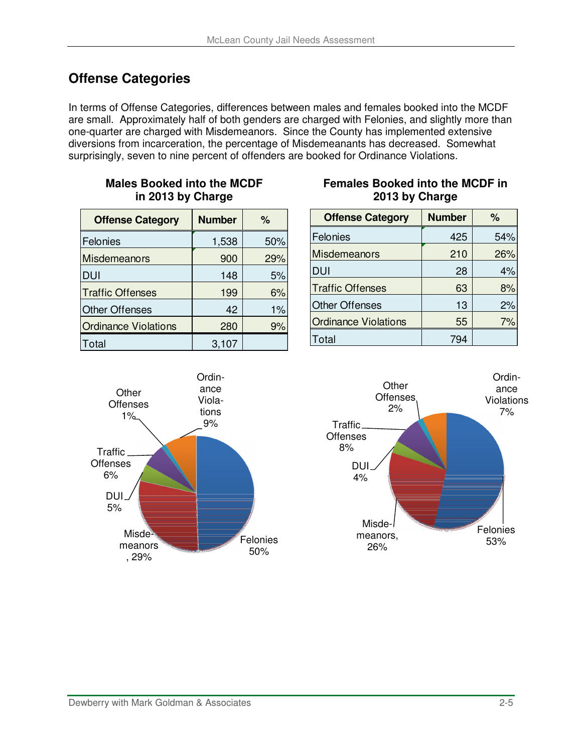## Offense Categories

In terms of Offense Categories, differences between males and females booked into the MCDF are small. Approximately half of both genders are charged with Felonies, and slightly more than one-quarter are charged with Misdemeanors. Since the County has implemented extensive diversions from incarceration, the percentage of Misdemeanants has decreased. Somewhat surprisingly, seven to nine percent of offenders are booked for Ordinance Violations.

**Males Booked into the MCDF in 2013 by Charge**

| Offense Category | Number | % |
|---|---|---|
| Felonies | 1,538 | 50% |
| Misdemeanors | 900 | 29% |
| DUI | 148 | 5% |
| Traffic Offenses | 199 | 6% |
| Other Offenses | 42 | 1% |
| Ordinance Violations | 280 | 9% |
| Total | 3,107 | |

**Females Booked into the MCDF in 2013 by Charge**

| Offense Category | Number | % |
|---|---|---|
| Felonies | 425 | 54% |
| Misdemeanors | 210 | 26% |
| DUI | 28 | 4% |
| Traffic Offenses | 63 | 8% |
| Other Offenses | 13 | 2% |
| Ordinance Violations | 55 | 7% |
| Total | 794 | |

Other Offenses 1%
Ordinance Violations 9%
Traffic Offenses 6%
DUI 5%
Misdemeanors, 29%
Felonies 50%

Other Offenses 2%
Ordinance Violations 7%
Traffic Offenses 8%
DUI 4%
Misdemeanors, 26%
Felonies 53%